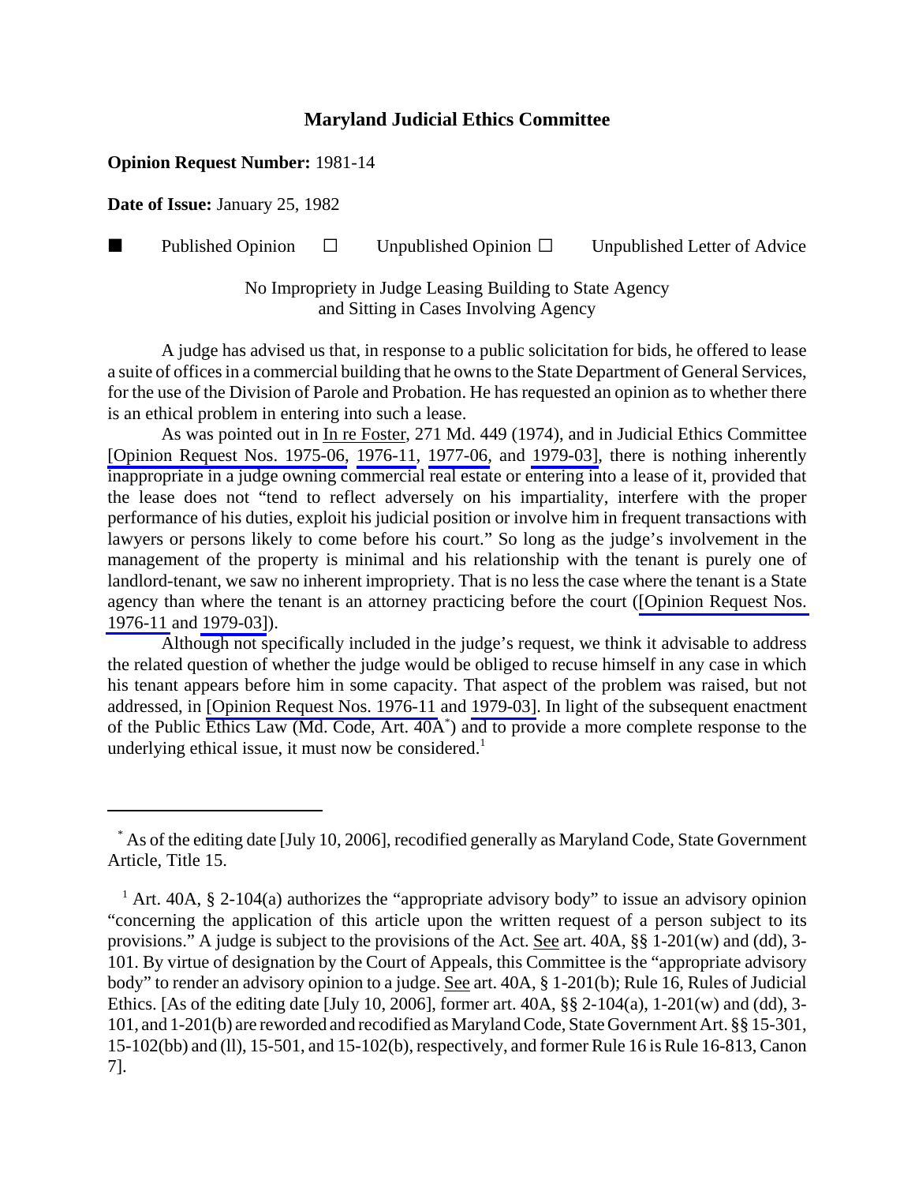# Maryland Judicial Ethics Committee

**Opinion Request Number:** 1981-14

**Date of Issue:** January 25, 1982

■ Published Opinion ☐ Unpublished Opinion ☐ Unpublished Letter of Advice

No Impropriety in Judge Leasing Building to State Agency
and Sitting in Cases Involving Agency

A judge has advised us that, in response to a public solicitation for bids, he offered to lease a suite of offices in a commercial building that he owns to the State Department of General Services, for the use of the Division of Parole and Probation. He has requested an opinion as to whether there is an ethical problem in entering into such a lease.

As was pointed out in In re Foster, 271 Md. 449 (1974), and in Judicial Ethics Committee [Opinion Request Nos. 1975-06, 1976-11, 1977-06, and 1979-03], there is nothing inherently inappropriate in a judge owning commercial real estate or entering into a lease of it, provided that the lease does not "tend to reflect adversely on his impartiality, interfere with the proper performance of his duties, exploit his judicial position or involve him in frequent transactions with lawyers or persons likely to come before his court." So long as the judge's involvement in the management of the property is minimal and his relationship with the tenant is purely one of landlord-tenant, we saw no inherent impropriety. That is no less the case where the tenant is a State agency than where the tenant is an attorney practicing before the court ([Opinion Request Nos. 1976-11 and 1979-03]).

Although not specifically included in the judge's request, we think it advisable to address the related question of whether the judge would be obliged to recuse himself in any case in which his tenant appears before him in some capacity. That aspect of the problem was raised, but not addressed, in [Opinion Request Nos. 1976-11 and 1979-03]. In light of the subsequent enactment of the Public Ethics Law (Md. Code, Art. 40A*) and to provide a more complete response to the underlying ethical issue, it must now be considered.[1]

---

* As of the editing date [July 10, 2006], recodified generally as Maryland Code, State Government Article, Title 15.

[1] Art. 40A, § 2-104(a) authorizes the "appropriate advisory body" to issue an advisory opinion "concerning the application of this article upon the written request of a person subject to its provisions." A judge is subject to the provisions of the Act. See art. 40A, §§ 1-201(w) and (dd), 3-101. By virtue of designation by the Court of Appeals, this Committee is the "appropriate advisory body" to render an advisory opinion to a judge. See art. 40A, § 1-201(b); Rule 16, Rules of Judicial Ethics. [As of the editing date [July 10, 2006], former art. 40A, §§ 2-104(a), 1-201(w) and (dd), 3-101, and 1-201(b) are reworded and recodified as Maryland Code, State Government Art. §§ 15-301, 15-102(bb) and (ll), 15-501, and 15-102(b), respectively, and former Rule 16 is Rule 16-813, Canon 7].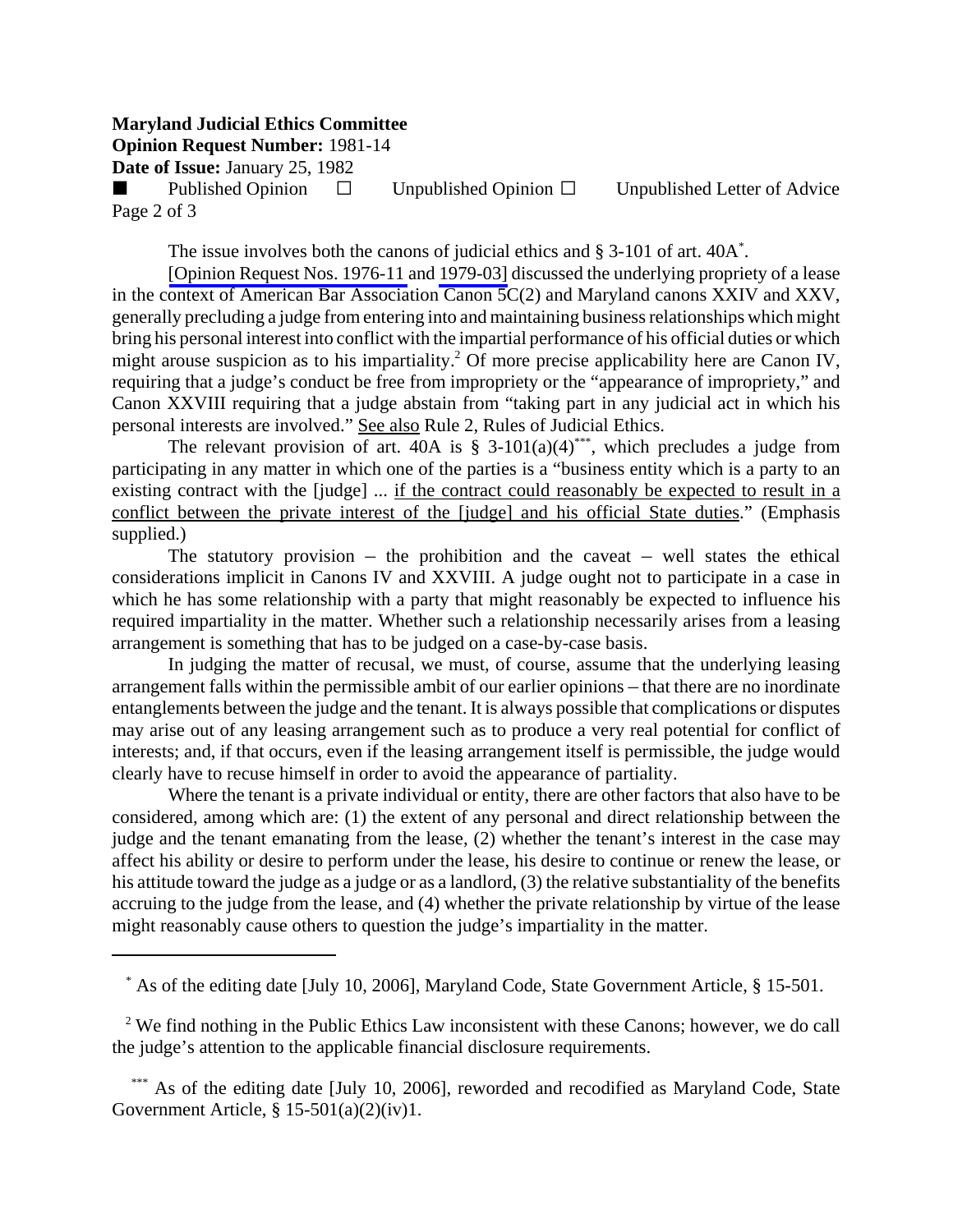The issue involves both the canons of judicial ethics and § 3-101 of art. 40A[*].

[Opinion Request Nos. 1976-11 and 1979-03] discussed the underlying propriety of a lease in the context of American Bar Association Canon 5C(2) and Maryland canons XXIV and XXV, generally precluding a judge from entering into and maintaining business relationships which might bring his personal interest into conflict with the impartial performance of his official duties or which might arouse suspicion as to his impartiality.[2] Of more precise applicability here are Canon IV, requiring that a judge's conduct be free from impropriety or the "appearance of impropriety," and Canon XXVIII requiring that a judge abstain from "taking part in any judicial act in which his personal interests are involved." See also Rule 2, Rules of Judicial Ethics.

The relevant provision of art. 40A is § 3-101(a)(4)[***], which precludes a judge from participating in any matter in which one of the parties is a "business entity which is a party to an existing contract with the [judge] ... if the contract could reasonably be expected to result in a conflict between the private interest of the [judge] and his official State duties." (Emphasis supplied.)

The statutory provision – the prohibition and the caveat – well states the ethical considerations implicit in Canons IV and XXVIII. A judge ought not to participate in a case in which he has some relationship with a party that might reasonably be expected to influence his required impartiality in the matter. Whether such a relationship necessarily arises from a leasing arrangement is something that has to be judged on a case-by-case basis.

In judging the matter of recusal, we must, of course, assume that the underlying leasing arrangement falls within the permissible ambit of our earlier opinions – that there are no inordinate entanglements between the judge and the tenant. It is always possible that complications or disputes may arise out of any leasing arrangement such as to produce a very real potential for conflict of interests; and, if that occurs, even if the leasing arrangement itself is permissible, the judge would clearly have to recuse himself in order to avoid the appearance of partiality.

Where the tenant is a private individual or entity, there are other factors that also have to be considered, among which are: (1) the extent of any personal and direct relationship between the judge and the tenant emanating from the lease, (2) whether the tenant's interest in the case may affect his ability or desire to perform under the lease, his desire to continue or renew the lease, or his attitude toward the judge as a judge or as a landlord, (3) the relative substantiality of the benefits accruing to the judge from the lease, and (4) whether the private relationship by virtue of the lease might reasonably cause others to question the judge's impartiality in the matter.

---

[*] As of the editing date [July 10, 2006], Maryland Code, State Government Article, § 15-501.

[2] We find nothing in the Public Ethics Law inconsistent with these Canons; however, we do call the judge's attention to the applicable financial disclosure requirements.

[***] As of the editing date [July 10, 2006], reworded and recodified as Maryland Code, State Government Article, § 15-501(a)(2)(iv)1.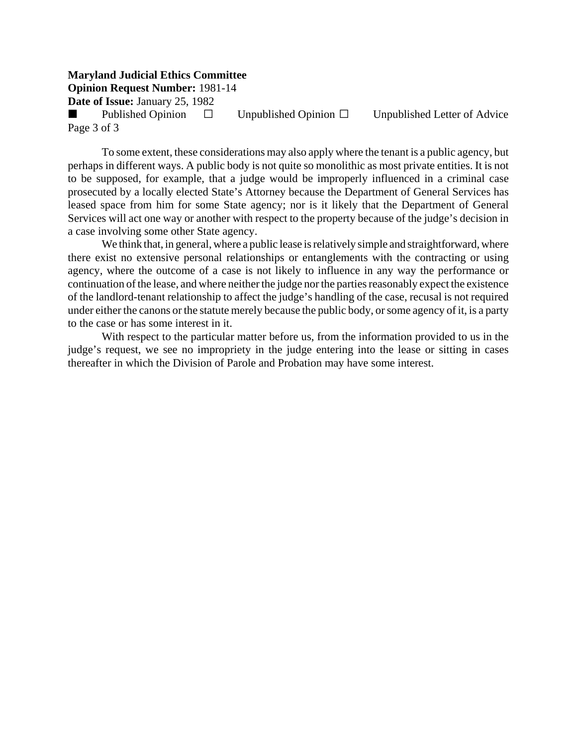To some extent, these considerations may also apply where the tenant is a public agency, but perhaps in different ways. A public body is not quite so monolithic as most private entities. It is not to be supposed, for example, that a judge would be improperly influenced in a criminal case prosecuted by a locally elected State's Attorney because the Department of General Services has leased space from him for some State agency; nor is it likely that the Department of General Services will act one way or another with respect to the property because of the judge's decision in a case involving some other State agency.

We think that, in general, where a public lease is relatively simple and straightforward, where there exist no extensive personal relationships or entanglements with the contracting or using agency, where the outcome of a case is not likely to influence in any way the performance or continuation of the lease, and where neither the judge nor the parties reasonably expect the existence of the landlord-tenant relationship to affect the judge's handling of the case, recusal is not required under either the canons or the statute merely because the public body, or some agency of it, is a party to the case or has some interest in it.

With respect to the particular matter before us, from the information provided to us in the judge's request, we see no impropriety in the judge entering into the lease or sitting in cases thereafter in which the Division of Parole and Probation may have some interest.